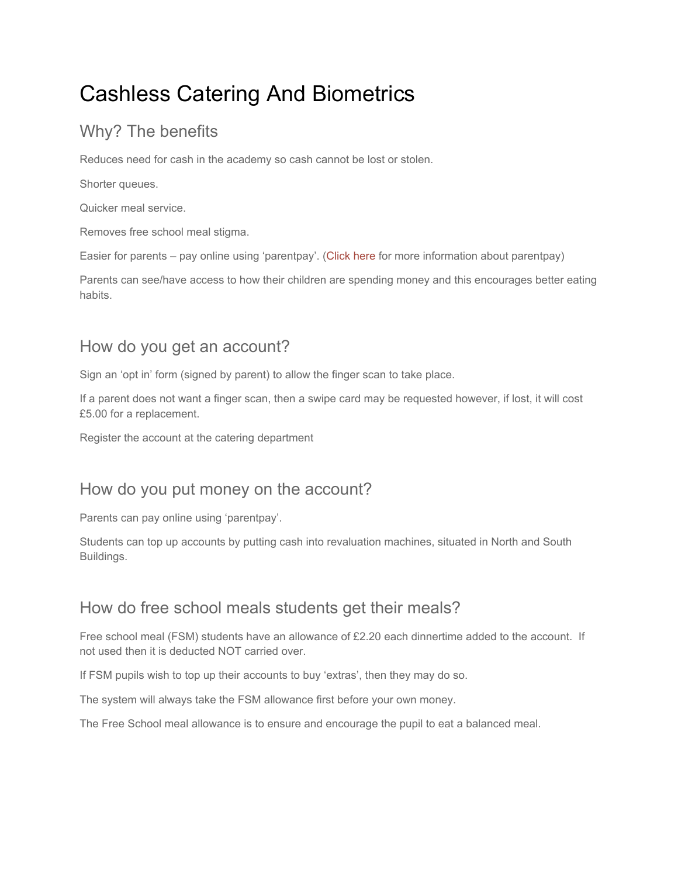# Cashless Catering And Biometrics

## Why? The benefits

Reduces need for cash in the academy so cash cannot be lost or stolen.

Shorter queues.

Quicker meal service.

Removes free school meal stigma.

Easier for parents – pay online using 'parentpay'. (Click here for more information about parentpay)

Parents can see/have access to how their children are spending money and this encourages better eating habits.

## How do you get an account?

Sign an 'opt in' form (signed by parent) to allow the finger scan to take place.

If a parent does not want a finger scan, then a swipe card may be requested however, if lost, it will cost £5.00 for a replacement.

Register the account at the catering department

## How do you put money on the account?

Parents can pay online using 'parentpay'.

Students can top up accounts by putting cash into revaluation machines, situated in North and South Buildings.

## How do free school meals students get their meals?

Free school meal (FSM) students have an allowance of £2.20 each dinnertime added to the account. If not used then it is deducted NOT carried over.

If FSM pupils wish to top up their accounts to buy 'extras', then they may do so.

The system will always take the FSM allowance first before your own money.

The Free School meal allowance is to ensure and encourage the pupil to eat a balanced meal.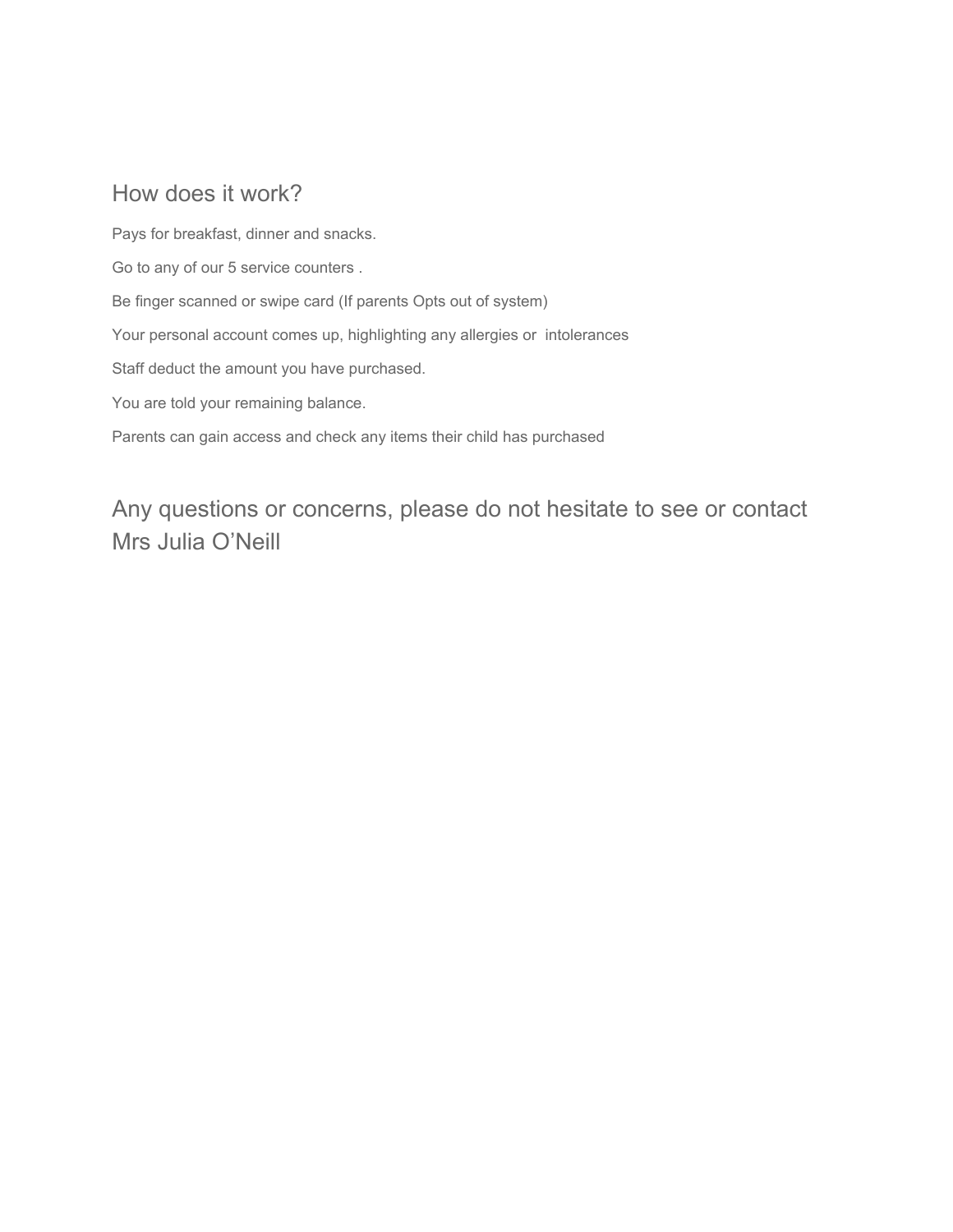## How does it work?

Pays for breakfast, dinner and snacks.

Go to any of our 5 service counters .

Be finger scanned or swipe card (If parents Opts out of system)

Your personal account comes up, highlighting any allergies or intolerances

Staff deduct the amount you have purchased.

You are told your remaining balance.

Parents can gain access and check any items their child has purchased

## Any questions or concerns, please do not hesitate to see or contact Mrs Julia O'Neill